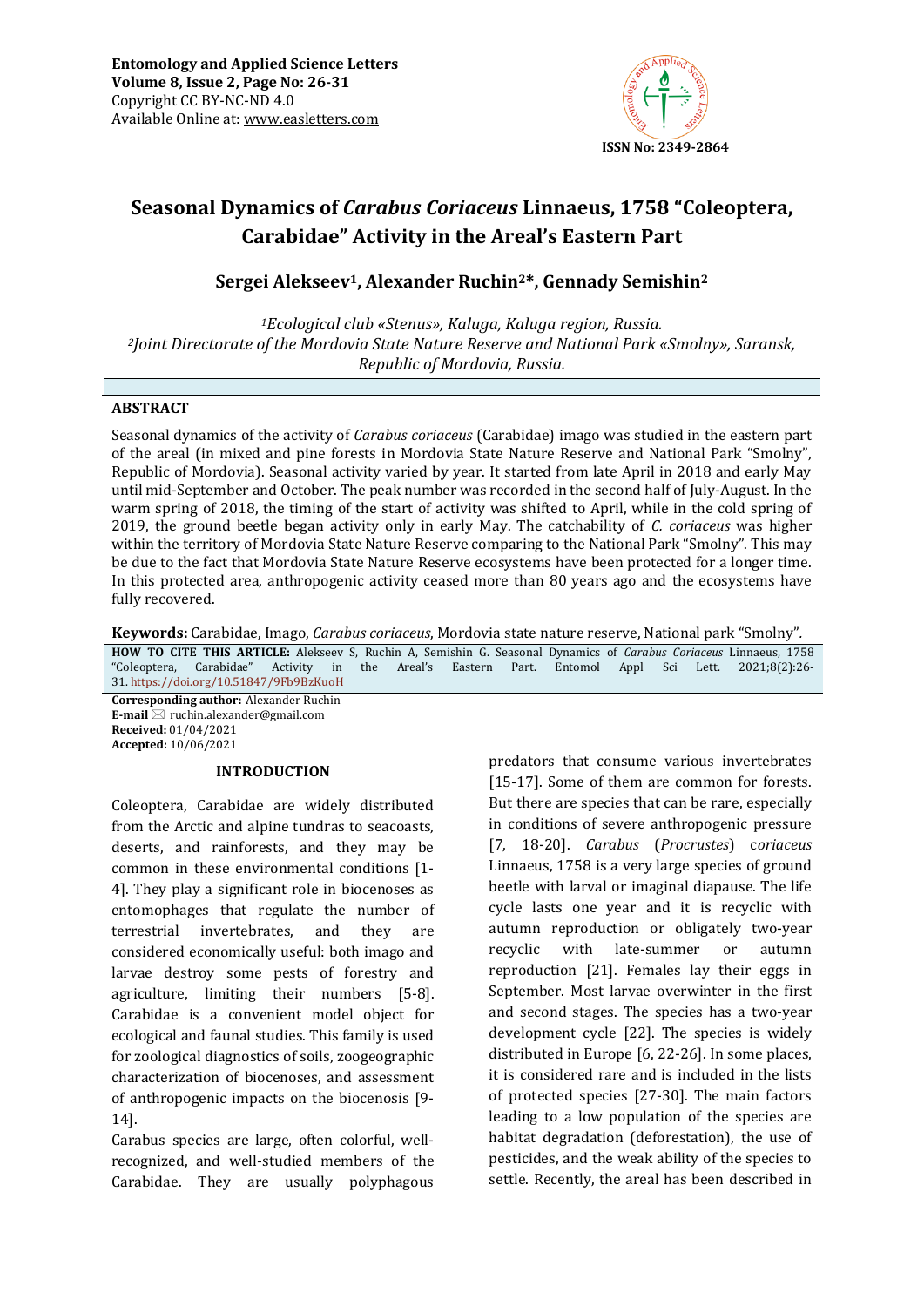**Entomology and Applied Science Letters**
**Volume 8, Issue 2, Page No: 26-31**
Copyright CC BY-NC-ND 4.0
Available Online at: www.easletters.com

**ISSN No: 2349-2864**

# Seasonal Dynamics of *Carabus Coriaceus* Linnaeus, 1758 "Coleoptera, Carabidae" Activity in the Areal's Eastern Part

**Sergei Alekseev[1], Alexander Ruchin[2]*, Gennady Semishin[2]**

*[1]Ecological club «Stenus», Kaluga, Kaluga region, Russia.*
*[2]Joint Directorate of the Mordovia State Nature Reserve and National Park «Smolny», Saransk, Republic of Mordovia, Russia.*

## ABSTRACT

Seasonal dynamics of the activity of *Carabus coriaceus* (Carabidae) imago was studied in the eastern part of the areal (in mixed and pine forests in Mordovia State Nature Reserve and National Park "Smolny", Republic of Mordovia). Seasonal activity varied by year. It started from late April in 2018 and early May until mid-September and October. The peak number was recorded in the second half of July-August. In the warm spring of 2018, the timing of the start of activity was shifted to April, while in the cold spring of 2019, the ground beetle began activity only in early May. The catchability of *C. coriaceus* was higher within the territory of Mordovia State Nature Reserve comparing to the National Park "Smolny". This may be due to the fact that Mordovia State Nature Reserve ecosystems have been protected for a longer time. In this protected area, anthropogenic activity ceased more than 80 years ago and the ecosystems have fully recovered.

**Keywords:** Carabidae, Imago, *Carabus coriaceus*, Mordovia state nature reserve, National park "Smolny".

**HOW TO CITE THIS ARTICLE:** Alekseev S, Ruchin A, Semishin G. Seasonal Dynamics of *Carabus Coriaceus* Linnaeus, 1758 "Coleoptera, Carabidae" Activity in the Areal's Eastern Part. Entomol Appl Sci Lett. 2021;8(2):26-31. https://doi.org/10.51847/9Fb9BzKuoH

**Corresponding author:** Alexander Ruchin
**E-mail** ruchin.alexander@gmail.com
**Received:** 01/04/2021
**Accepted:** 10/06/2021

## INTRODUCTION

Coleoptera, Carabidae are widely distributed from the Arctic and alpine tundras to seacoasts, deserts, and rainforests, and they may be common in these environmental conditions [1-4]. They play a significant role in biocenoses as entomophages that regulate the number of terrestrial invertebrates, and they are considered economically useful: both imago and larvae destroy some pests of forestry and agriculture, limiting their numbers [5-8]. Carabidae is a convenient model object for ecological and faunal studies. This family is used for zoological diagnostics of soils, zoogeographic characterization of biocenoses, and assessment of anthropogenic impacts on the biocenosis [9-14].

Carabus species are large, often colorful, well-recognized, and well-studied members of the Carabidae. They are usually polyphagous predators that consume various invertebrates [15-17]. Some of them are common for forests. But there are species that can be rare, especially in conditions of severe anthropogenic pressure [7, 18-20]. *Carabus* (*Procrustes*) *coriaceus* Linnaeus, 1758 is a very large species of ground beetle with larval or imaginal diapause. The life cycle lasts one year and it is recyclic with autumn reproduction or obligately two-year recyclic with late-summer or autumn reproduction [21]. Females lay their eggs in September. Most larvae overwinter in the first and second stages. The species has a two-year development cycle [22]. The species is widely distributed in Europe [6, 22-26]. In some places, it is considered rare and is included in the lists of protected species [27-30]. The main factors leading to a low population of the species are habitat degradation (deforestation), the use of pesticides, and the weak ability of the species to settle. Recently, the areal has been described in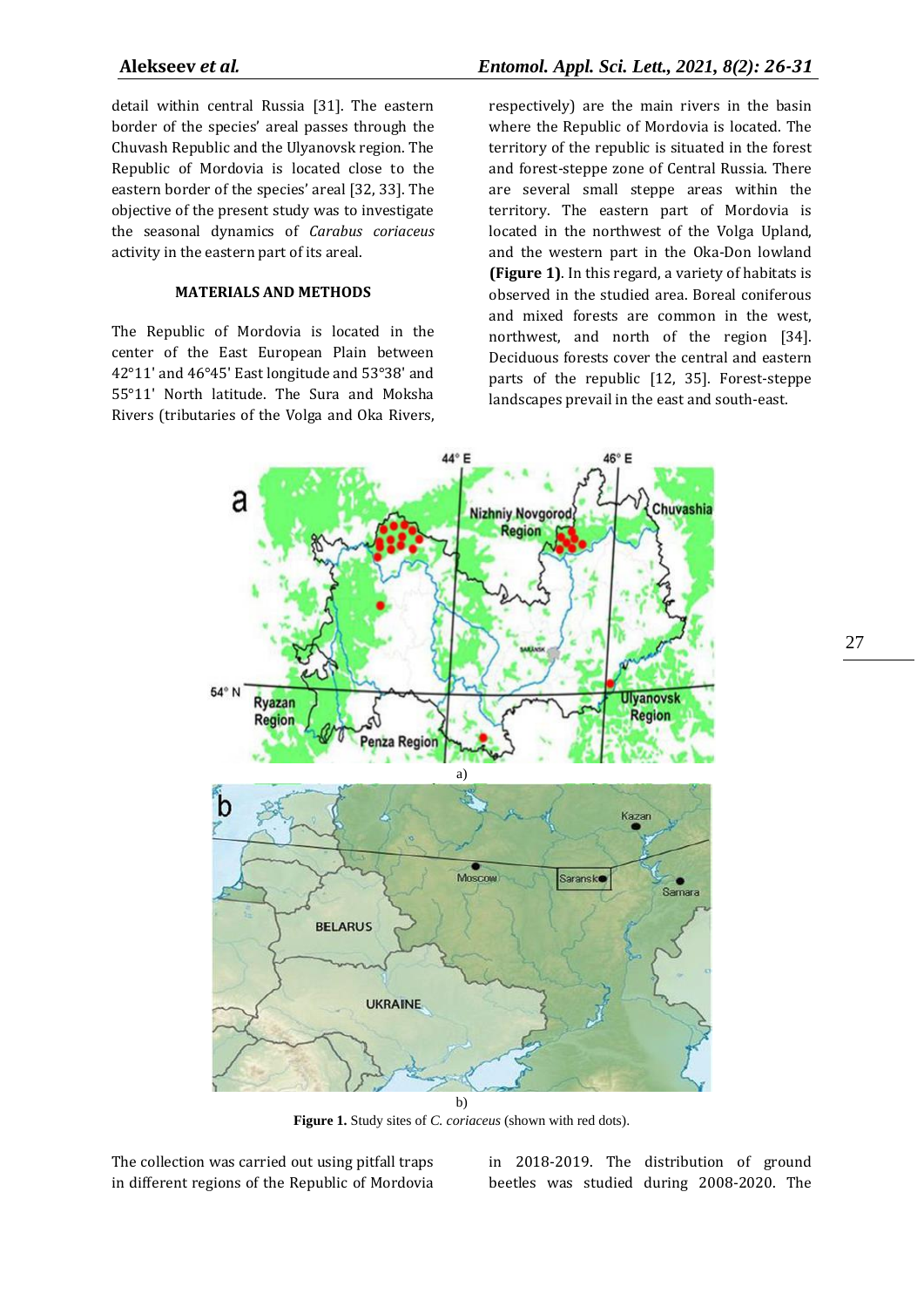detail within central Russia [31]. The eastern border of the species' areal passes through the Chuvash Republic and the Ulyanovsk region. The Republic of Mordovia is located close to the eastern border of the species' areal [32, 33]. The objective of the present study was to investigate the seasonal dynamics of *Carabus coriaceus* activity in the eastern part of its areal.

## MATERIALS AND METHODS

The Republic of Mordovia is located in the center of the East European Plain between 42°11' and 46°45' East longitude and 53°38' and 55°11' North latitude. The Sura and Moksha Rivers (tributaries of the Volga and Oka Rivers, respectively) are the main rivers in the basin where the Republic of Mordovia is located. The territory of the republic is situated in the forest and forest-steppe zone of Central Russia. There are several small steppe areas within the territory. The eastern part of Mordovia is located in the northwest of the Volga Upland, and the western part in the Oka-Don lowland **(Figure 1)**. In this regard, a variety of habitats is observed in the studied area. Boreal coniferous and mixed forests are common in the west, northwest, and north of the region [34]. Deciduous forests cover the central and eastern parts of the republic [12, 35]. Forest-steppe landscapes prevail in the east and south-east.

a)

b)

**Figure 1.** Study sites of *C. coriaceus* (shown with red dots).

The collection was carried out using pitfall traps in different regions of the Republic of Mordovia in 2018-2019. The distribution of ground beetles was studied during 2008-2020. The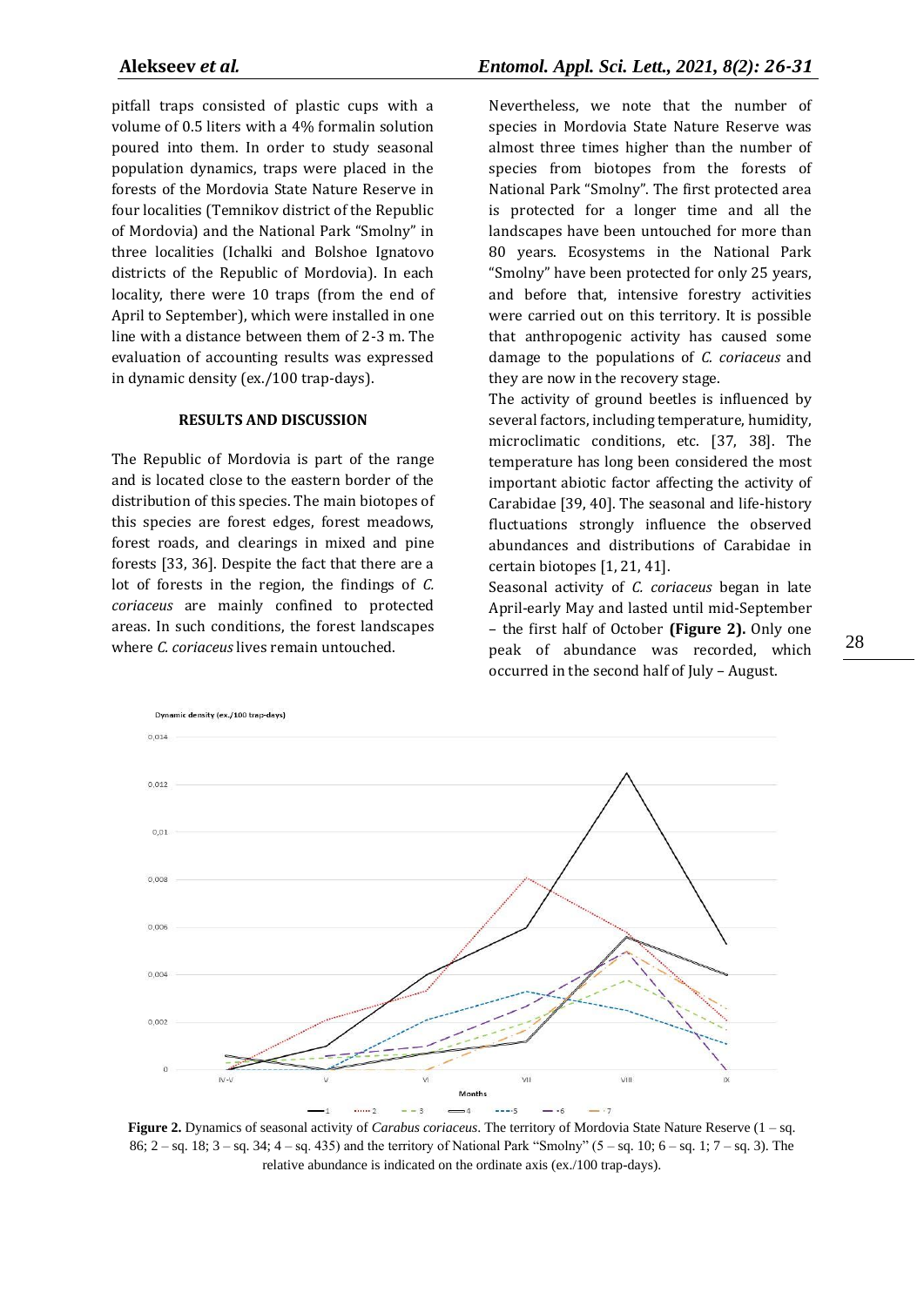pitfall traps consisted of plastic cups with a volume of 0.5 liters with a 4% formalin solution poured into them. In order to study seasonal population dynamics, traps were placed in the forests of the Mordovia State Nature Reserve in four localities (Temnikov district of the Republic of Mordovia) and the National Park "Smolny" in three localities (Ichalki and Bolshoe Ignatovo districts of the Republic of Mordovia). In each locality, there were 10 traps (from the end of April to September), which were installed in one line with a distance between them of 2-3 m. The evaluation of accounting results was expressed in dynamic density (ex./100 trap-days).

## RESULTS AND DISCUSSION

The Republic of Mordovia is part of the range and is located close to the eastern border of the distribution of this species. The main biotopes of this species are forest edges, forest meadows, forest roads, and clearings in mixed and pine forests [33, 36]. Despite the fact that there are a lot of forests in the region, the findings of *C. coriaceus* are mainly confined to protected areas. In such conditions, the forest landscapes where *C. coriaceus* lives remain untouched.

Nevertheless, we note that the number of species in Mordovia State Nature Reserve was almost three times higher than the number of species from biotopes from the forests of National Park "Smolny". The first protected area is protected for a longer time and all the landscapes have been untouched for more than 80 years. Ecosystems in the National Park "Smolny" have been protected for only 25 years, and before that, intensive forestry activities were carried out on this territory. It is possible that anthropogenic activity has caused some damage to the populations of *C. coriaceus* and they are now in the recovery stage.

The activity of ground beetles is influenced by several factors, including temperature, humidity, microclimatic conditions, etc. [37, 38]. The temperature has long been considered the most important abiotic factor affecting the activity of Carabidae [39, 40]. The seasonal and life-history fluctuations strongly influence the observed abundances and distributions of Carabidae in certain biotopes [1, 21, 41].

Seasonal activity of *C. coriaceus* began in late April-early May and lasted until mid-September – the first half of October **(Figure 2).** Only one peak of abundance was recorded, which occurred in the second half of July – August.

**Figure 2.** Dynamics of seasonal activity of *Carabus coriaceus*. The territory of Mordovia State Nature Reserve (1 – sq. 86; 2 – sq. 18; 3 – sq. 34; 4 – sq. 435) and the territory of National Park "Smolny" (5 – sq. 10; 6 – sq. 1; 7 – sq. 3). The relative abundance is indicated on the ordinate axis (ex./100 trap-days).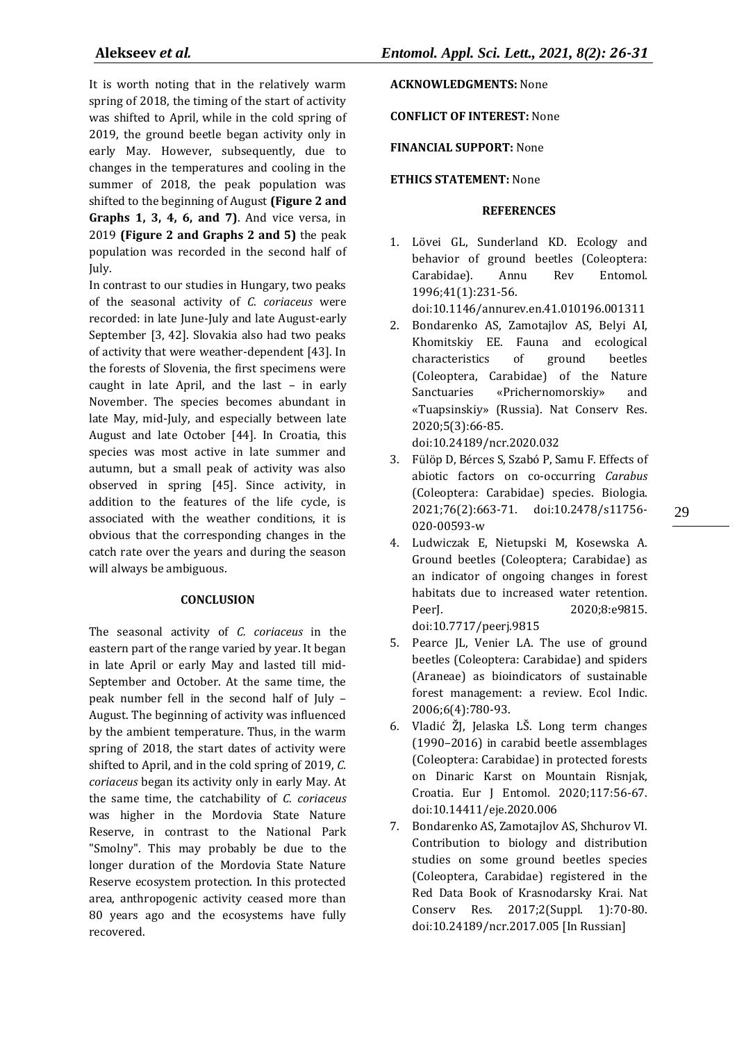It is worth noting that in the relatively warm spring of 2018, the timing of the start of activity was shifted to April, while in the cold spring of 2019, the ground beetle began activity only in early May. However, subsequently, due to changes in the temperatures and cooling in the summer of 2018, the peak population was shifted to the beginning of August **(Figure 2 and Graphs 1, 3, 4, 6, and 7)**. And vice versa, in 2019 **(Figure 2 and Graphs 2 and 5)** the peak population was recorded in the second half of July.

In contrast to our studies in Hungary, two peaks of the seasonal activity of *C. coriaceus* were recorded: in late June-July and late August-early September [3, 42]. Slovakia also had two peaks of activity that were weather-dependent [43]. In the forests of Slovenia, the first specimens were caught in late April, and the last – in early November. The species becomes abundant in late May, mid-July, and especially between late August and late October [44]. In Croatia, this species was most active in late summer and autumn, but a small peak of activity was also observed in spring [45]. Since activity, in addition to the features of the life cycle, is associated with the weather conditions, it is obvious that the corresponding changes in the catch rate over the years and during the season will always be ambiguous.

## CONCLUSION

The seasonal activity of *C. coriaceus* in the eastern part of the range varied by year. It began in late April or early May and lasted till mid-September and October. At the same time, the peak number fell in the second half of July – August. The beginning of activity was influenced by the ambient temperature. Thus, in the warm spring of 2018, the start dates of activity were shifted to April, and in the cold spring of 2019, *C. coriaceus* began its activity only in early May. At the same time, the catchability of *C. coriaceus* was higher in the Mordovia State Nature Reserve, in contrast to the National Park "Smolny". This may probably be due to the longer duration of the Mordovia State Nature Reserve ecosystem protection. In this protected area, anthropogenic activity ceased more than 80 years ago and the ecosystems have fully recovered.

**ACKNOWLEDGMENTS:** None

**CONFLICT OF INTEREST:** None

**FINANCIAL SUPPORT:** None

**ETHICS STATEMENT:** None

## REFERENCES

1. Lövei GL, Sunderland KD. Ecology and behavior of ground beetles (Coleoptera: Carabidae). Annu Rev Entomol. 1996;41(1):231-56. doi:10.1146/annurev.en.41.010196.001311
2. Bondarenko AS, Zamotajlov AS, Belyi AI, Khomitskiy EE. Fauna and ecological characteristics of ground beetles (Coleoptera, Carabidae) of the Nature Sanctuaries «Prichernomorskiy» and «Tuapsinskiy» (Russia). Nat Conserv Res. 2020;5(3):66-85. doi:10.24189/ncr.2020.032
3. Fülöp D, Bérces S, Szabó P, Samu F. Effects of abiotic factors on co-occurring *Carabus* (Coleoptera: Carabidae) species. Biologia. 2021;76(2):663-71. doi:10.2478/s11756-020-00593-w
4. Ludwiczak E, Nietupski M, Kosewska A. Ground beetles (Coleoptera; Carabidae) as an indicator of ongoing changes in forest habitats due to increased water retention. PeerJ. 2020;8:e9815. doi:10.7717/peerj.9815
5. Pearce JL, Venier LA. The use of ground beetles (Coleoptera: Carabidae) and spiders (Araneae) as bioindicators of sustainable forest management: a review. Ecol Indic. 2006;6(4):780-93.
6. Vladić ŽJ, Jelaska LŠ. Long term changes (1990–2016) in carabid beetle assemblages (Coleoptera: Carabidae) in protected forests on Dinaric Karst on Mountain Risnjak, Croatia. Eur J Entomol. 2020;117:56-67. doi:10.14411/eje.2020.006
7. Bondarenko AS, Zamotajlov AS, Shchurov VI. Contribution to biology and distribution studies on some ground beetles species (Coleoptera, Carabidae) registered in the Red Data Book of Krasnodarsky Krai. Nat Conserv Res. 2017;2(Suppl. 1):70-80. doi:10.24189/ncr.2017.005 [In Russian]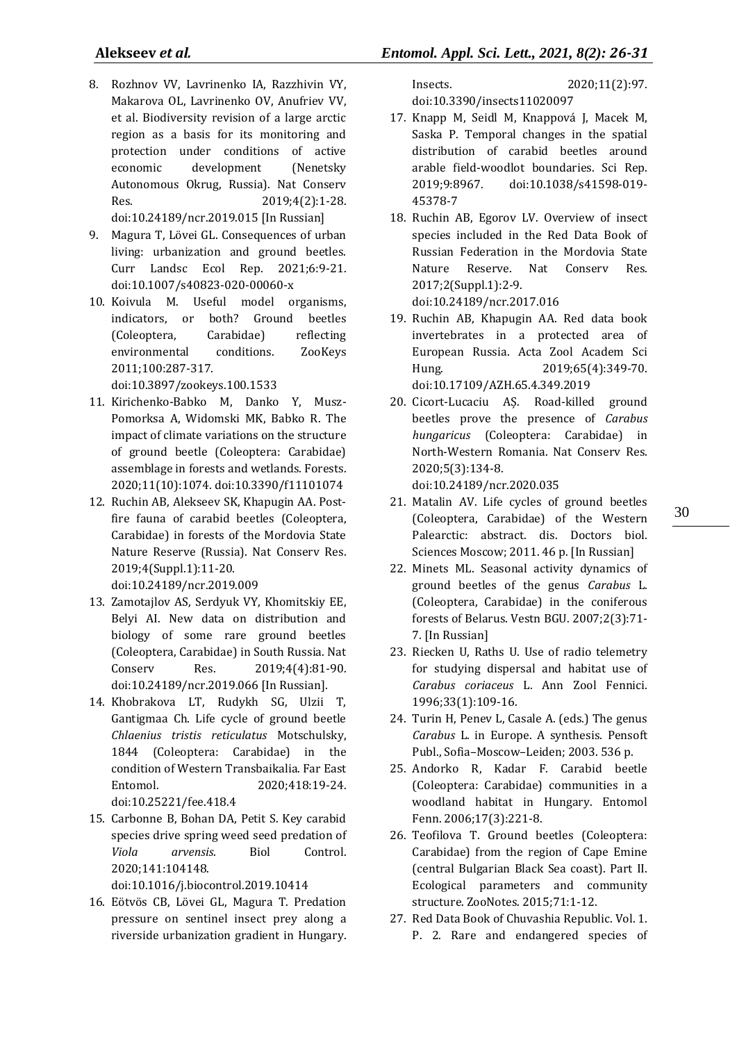8. Rozhnov VV, Lavrinenko IA, Razzhivin VY, Makarova OL, Lavrinenko OV, Anufriev VV, et al. Biodiversity revision of a large arctic region as a basis for its monitoring and protection under conditions of active economic development (Nenetsky Autonomous Okrug, Russia). Nat Conserv Res. 2019;4(2):1-28. doi:10.24189/ncr.2019.015 [In Russian]
9. Magura T, Lövei GL. Consequences of urban living: urbanization and ground beetles. Curr Landsc Ecol Rep. 2021;6:9-21. doi:10.1007/s40823-020-00060-x
10. Koivula M. Useful model organisms, indicators, or both? Ground beetles (Coleoptera, Carabidae) reflecting environmental conditions. ZooKeys 2011;100:287-317. doi:10.3897/zookeys.100.1533
11. Kirichenko-Babko M, Danko Y, Musz-Pomorksa A, Widomski MK, Babko R. The impact of climate variations on the structure of ground beetle (Coleoptera: Carabidae) assemblage in forests and wetlands. Forests. 2020;11(10):1074. doi:10.3390/f11101074
12. Ruchin AB, Alekseev SK, Khapugin AA. Post-fire fauna of carabid beetles (Coleoptera, Carabidae) in forests of the Mordovia State Nature Reserve (Russia). Nat Conserv Res. 2019;4(Suppl.1):11-20. doi:10.24189/ncr.2019.009
13. Zamotajlov AS, Serdyuk VY, Khomitskiy EE, Belyi AI. New data on distribution and biology of some rare ground beetles (Coleoptera, Carabidae) in South Russia. Nat Conserv Res. 2019;4(4):81-90. doi:10.24189/ncr.2019.066 [In Russian].
14. Khobrakova LT, Rudykh SG, Ulzii T, Gantigmaa Ch. Life cycle of ground beetle *Chlaenius tristis reticulatus* Motschulsky, 1844 (Coleoptera: Carabidae) in the condition of Western Transbaikalia. Far East Entomol. 2020;418:19-24. doi:10.25221/fee.418.4
15. Carbonne B, Bohan DA, Petit S. Key carabid species drive spring weed seed predation of *Viola arvensis*. Biol Control. 2020;141:104148. doi:10.1016/j.biocontrol.2019.10414
16. Eötvös CB, Lövei GL, Magura T. Predation pressure on sentinel insect prey along a riverside urbanization gradient in Hungary. Insects. 2020;11(2):97. doi:10.3390/insects11020097
17. Knapp M, Seidl M, Knappová J, Macek M, Saska P. Temporal changes in the spatial distribution of carabid beetles around arable field-woodlot boundaries. Sci Rep. 2019;9:8967. doi:10.1038/s41598-019-45378-7
18. Ruchin AB, Egorov LV. Overview of insect species included in the Red Data Book of Russian Federation in the Mordovia State Nature Reserve. Nat Conserv Res. 2017;2(Suppl.1):2-9. doi:10.24189/ncr.2017.016
19. Ruchin AB, Khapugin AA. Red data book invertebrates in a protected area of European Russia. Acta Zool Academ Sci Hung. 2019;65(4):349-70. doi:10.17109/AZH.65.4.349.2019
20. Cicort-Lucaciu AȘ. Road-killed ground beetles prove the presence of *Carabus hungaricus* (Coleoptera: Carabidae) in North-Western Romania. Nat Conserv Res. 2020;5(3):134-8. doi:10.24189/ncr.2020.035
21. Matalin AV. Life cycles of ground beetles (Coleoptera, Carabidae) of the Western Palearctic: abstract. dis. Doctors biol. Sciences Moscow; 2011. 46 p. [In Russian]
22. Minets ML. Seasonal activity dynamics of ground beetles of the genus *Carabus* L. (Coleoptera, Carabidae) in the coniferous forests of Belarus. Vestn BGU. 2007;2(3):71-7. [In Russian]
23. Riecken U, Raths U. Use of radio telemetry for studying dispersal and habitat use of *Carabus coriaceus* L. Ann Zool Fennici. 1996;33(1):109-16.
24. Turin H, Penev L, Casale A. (eds.) The genus *Carabus* L. in Europe. A synthesis. Pensoft Publ., Sofia–Moscow–Leiden; 2003. 536 p.
25. Andorko R, Kadar F. Carabid beetle (Coleoptera: Carabidae) communities in a woodland habitat in Hungary. Entomol Fenn. 2006;17(3):221-8.
26. Teofilova T. Ground beetles (Coleoptera: Carabidae) from the region of Cape Emine (central Bulgarian Black Sea coast). Part II. Ecological parameters and community structure. ZooNotes. 2015;71:1-12.
27. Red Data Book of Chuvashia Republic. Vol. 1. P. 2. Rare and endangered species of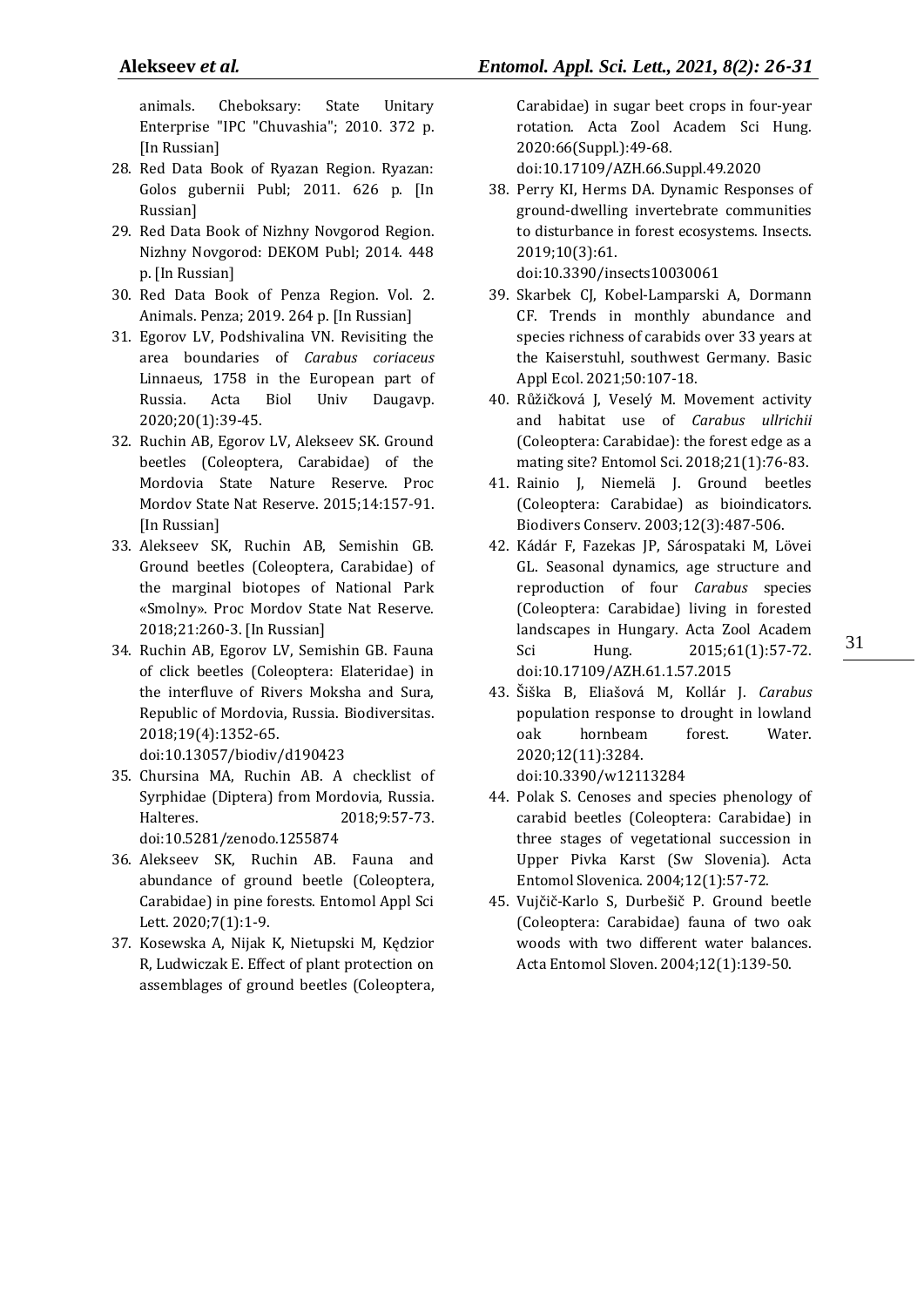animals. Cheboksary: State Unitary Enterprise "IPC "Chuvashia"; 2010. 372 p. [In Russian]

28. Red Data Book of Ryazan Region. Ryazan: Golos gubernii Publ; 2011. 626 p. [In Russian]
29. Red Data Book of Nizhny Novgorod Region. Nizhny Novgorod: DEKOM Publ; 2014. 448 p. [In Russian]
30. Red Data Book of Penza Region. Vol. 2. Animals. Penza; 2019. 264 p. [In Russian]
31. Egorov LV, Podshivalina VN. Revisiting the area boundaries of *Carabus coriaceus* Linnaeus, 1758 in the European part of Russia. Acta Biol Univ Daugavp. 2020;20(1):39-45.
32. Ruchin AB, Egorov LV, Alekseev SK. Ground beetles (Coleoptera, Carabidae) of the Mordovia State Nature Reserve. Proc Mordov State Nat Reserve. 2015;14:157-91. [In Russian]
33. Alekseev SK, Ruchin AB, Semishin GB. Ground beetles (Coleoptera, Carabidae) of the marginal biotopes of National Park «Smolny». Proc Mordov State Nat Reserve. 2018;21:260-3. [In Russian]
34. Ruchin AB, Egorov LV, Semishin GB. Fauna of click beetles (Coleoptera: Elateridae) in the interfluve of Rivers Moksha and Sura, Republic of Mordovia, Russia. Biodiversitas. 2018;19(4):1352-65. doi:10.13057/biodiv/d190423
35. Chursina MA, Ruchin AB. A checklist of Syrphidae (Diptera) from Mordovia, Russia. Halteres. 2018;9:57-73. doi:10.5281/zenodo.1255874
36. Alekseev SK, Ruchin AB. Fauna and abundance of ground beetle (Coleoptera, Carabidae) in pine forests. Entomol Appl Sci Lett. 2020;7(1):1-9.
37. Kosewska A, Nijak K, Nietupski M, Kędzior R, Ludwiczak E. Effect of plant protection on assemblages of ground beetles (Coleoptera, Carabidae) in sugar beet crops in four-year rotation. Acta Zool Academ Sci Hung. 2020:66(Suppl.):49-68. doi:10.17109/AZH.66.Suppl.49.2020
38. Perry KI, Herms DA. Dynamic Responses of ground-dwelling invertebrate communities to disturbance in forest ecosystems. Insects. 2019;10(3):61. doi:10.3390/insects10030061
39. Skarbek CJ, Kobel-Lamparski A, Dormann CF. Trends in monthly abundance and species richness of carabids over 33 years at the Kaiserstuhl, southwest Germany. Basic Appl Ecol. 2021;50:107-18.
40. Růžičková J, Veselý M. Movement activity and habitat use of *Carabus ullrichii* (Coleoptera: Carabidae): the forest edge as a mating site? Entomol Sci. 2018;21(1):76-83.
41. Rainio J, Niemelä J. Ground beetles (Coleoptera: Carabidae) as bioindicators. Biodivers Conserv. 2003;12(3):487-506.
42. Kádár F, Fazekas JP, Sárospataki M, Lövei GL. Seasonal dynamics, age structure and reproduction of four *Carabus* species (Coleoptera: Carabidae) living in forested landscapes in Hungary. Acta Zool Academ Sci Hung. 2015;61(1):57-72. doi:10.17109/AZH.61.1.57.2015
43. Šiška B, Eliašová M, Kollár J. *Carabus* population response to drought in lowland oak hornbeam forest. Water. 2020;12(11):3284. doi:10.3390/w12113284
44. Polak S. Cenoses and species phenology of carabid beetles (Coleoptera: Carabidae) in three stages of vegetational succession in Upper Pivka Karst (Sw Slovenia). Acta Entomol Slovenica. 2004;12(1):57-72.
45. Vujčič-Karlo S, Durbešič P. Ground beetle (Coleoptera: Carabidae) fauna of two oak woods with two different water balances. Acta Entomol Sloven. 2004;12(1):139-50.